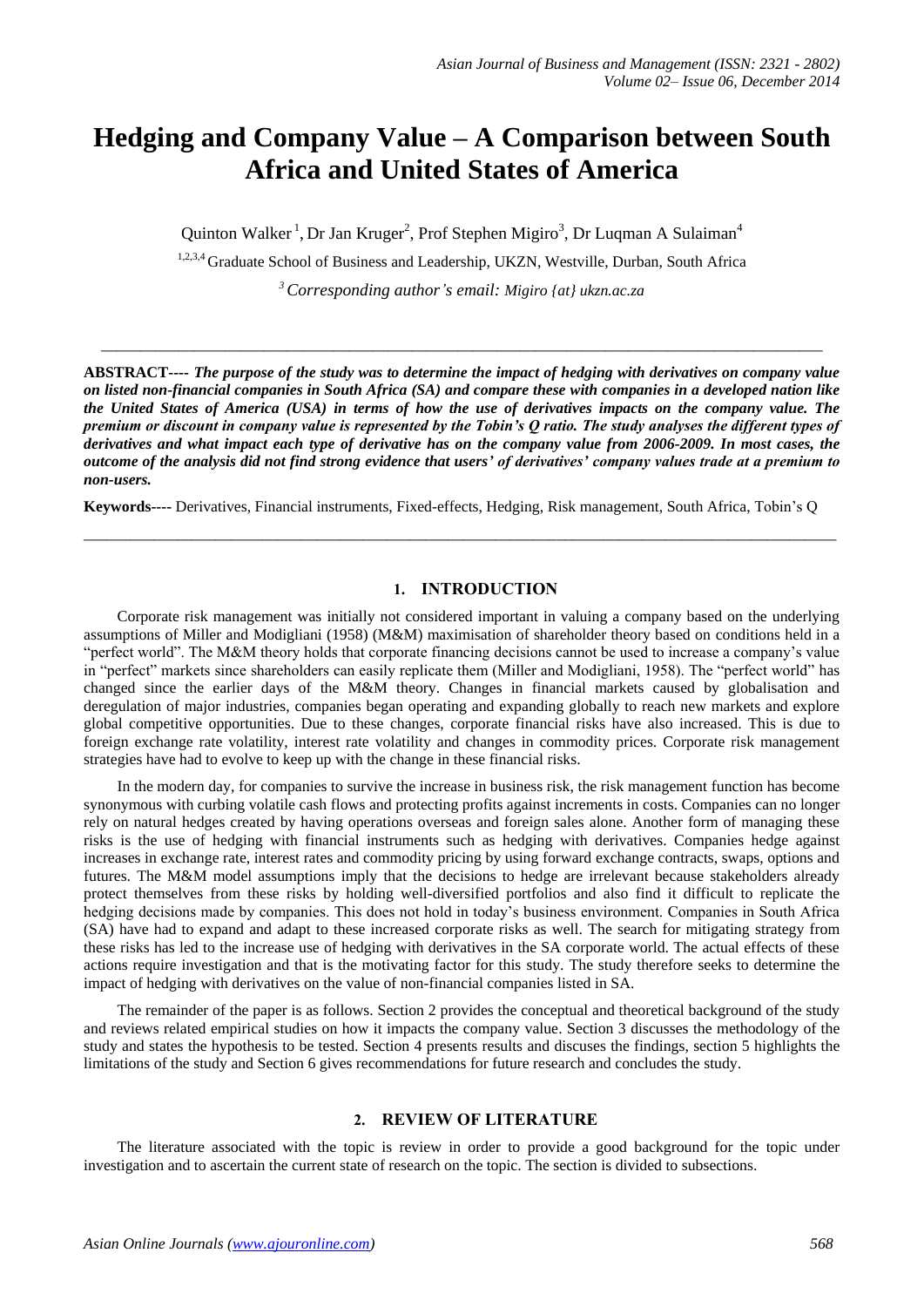# Hedging and Company Value – A Comparison between South Africa and United States of America

Quinton Walker[1], Dr Jan Kruger[2], Prof Stephen Migiro[3], Dr Luqman A Sulaiman[4]

[1,2,3,4] Graduate School of Business and Leadership, UKZN, Westville, Durban, South Africa

[3] *Corresponding author's email: Migiro {at} ukzn.ac.za*

---

**ABSTRACT---- *The purpose of the study was to determine the impact of hedging with derivatives on company value on listed non-financial companies in South Africa (SA) and compare these with companies in a developed nation like the United States of America (USA) in terms of how the use of derivatives impacts on the company value. The premium or discount in company value is represented by the Tobin's Q ratio. The study analyses the different types of derivatives and what impact each type of derivative has on the company value from 2006-2009. In most cases, the outcome of the analysis did not find strong evidence that users' of derivatives' company values trade at a premium to non-users.***

**Keywords----** Derivatives, Financial instruments, Fixed-effects, Hedging, Risk management, South Africa, Tobin's Q

---

## 1. INTRODUCTION

Corporate risk management was initially not considered important in valuing a company based on the underlying assumptions of Miller and Modigliani (1958) (M&M) maximisation of shareholder theory based on conditions held in a "perfect world". The M&M theory holds that corporate financing decisions cannot be used to increase a company's value in "perfect" markets since shareholders can easily replicate them (Miller and Modigliani, 1958). The "perfect world" has changed since the earlier days of the M&M theory. Changes in financial markets caused by globalisation and deregulation of major industries, companies began operating and expanding globally to reach new markets and explore global competitive opportunities. Due to these changes, corporate financial risks have also increased. This is due to foreign exchange rate volatility, interest rate volatility and changes in commodity prices. Corporate risk management strategies have had to evolve to keep up with the change in these financial risks.

In the modern day, for companies to survive the increase in business risk, the risk management function has become synonymous with curbing volatile cash flows and protecting profits against increments in costs. Companies can no longer rely on natural hedges created by having operations overseas and foreign sales alone. Another form of managing these risks is the use of hedging with financial instruments such as hedging with derivatives. Companies hedge against increases in exchange rate, interest rates and commodity pricing by using forward exchange contracts, swaps, options and futures. The M&M model assumptions imply that the decisions to hedge are irrelevant because stakeholders already protect themselves from these risks by holding well-diversified portfolios and also find it difficult to replicate the hedging decisions made by companies. This does not hold in today's business environment. Companies in South Africa (SA) have had to expand and adapt to these increased corporate risks as well. The search for mitigating strategy from these risks has led to the increase use of hedging with derivatives in the SA corporate world. The actual effects of these actions require investigation and that is the motivating factor for this study. The study therefore seeks to determine the impact of hedging with derivatives on the value of non-financial companies listed in SA.

The remainder of the paper is as follows. Section 2 provides the conceptual and theoretical background of the study and reviews related empirical studies on how it impacts the company value. Section 3 discusses the methodology of the study and states the hypothesis to be tested. Section 4 presents results and discuses the findings, section 5 highlights the limitations of the study and Section 6 gives recommendations for future research and concludes the study.

## 2. REVIEW OF LITERATURE

The literature associated with the topic is review in order to provide a good background for the topic under investigation and to ascertain the current state of research on the topic. The section is divided to subsections.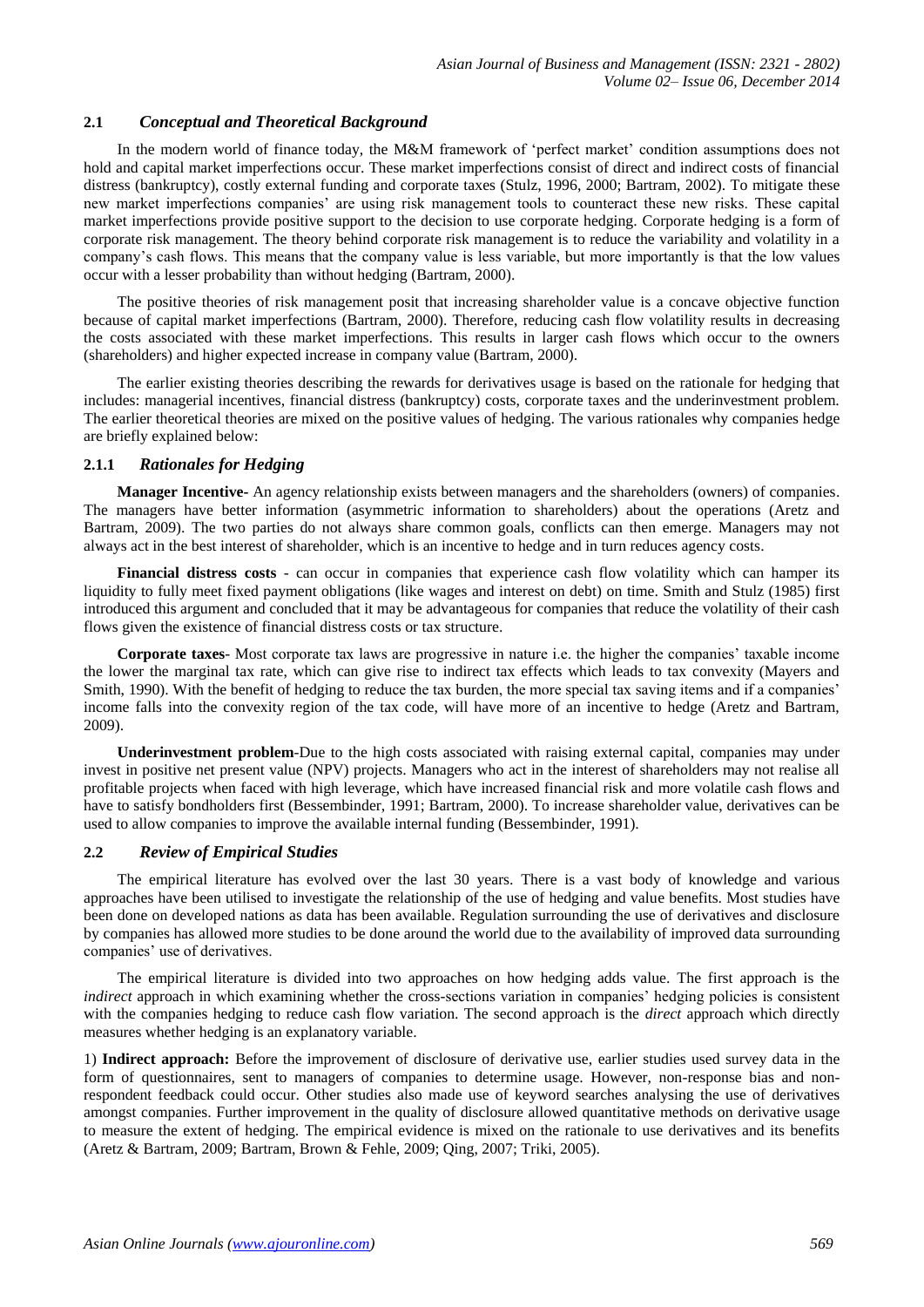### 2.1 *Conceptual and Theoretical Background*

In the modern world of finance today, the M&M framework of 'perfect market' condition assumptions does not hold and capital market imperfections occur. These market imperfections consist of direct and indirect costs of financial distress (bankruptcy), costly external funding and corporate taxes (Stulz, 1996, 2000; Bartram, 2002). To mitigate these new market imperfections companies' are using risk management tools to counteract these new risks. These capital market imperfections provide positive support to the decision to use corporate hedging. Corporate hedging is a form of corporate risk management. The theory behind corporate risk management is to reduce the variability and volatility in a company's cash flows. This means that the company value is less variable, but more importantly is that the low values occur with a lesser probability than without hedging (Bartram, 2000).

The positive theories of risk management posit that increasing shareholder value is a concave objective function because of capital market imperfections (Bartram, 2000). Therefore, reducing cash flow volatility results in decreasing the costs associated with these market imperfections. This results in larger cash flows which occur to the owners (shareholders) and higher expected increase in company value (Bartram, 2000).

The earlier existing theories describing the rewards for derivatives usage is based on the rationale for hedging that includes: managerial incentives, financial distress (bankruptcy) costs, corporate taxes and the underinvestment problem. The earlier theoretical theories are mixed on the positive values of hedging. The various rationales why companies hedge are briefly explained below:

#### 2.1.1 *Rationales for Hedging*

**Manager Incentive-** An agency relationship exists between managers and the shareholders (owners) of companies. The managers have better information (asymmetric information to shareholders) about the operations (Aretz and Bartram, 2009). The two parties do not always share common goals, conflicts can then emerge. Managers may not always act in the best interest of shareholder, which is an incentive to hedge and in turn reduces agency costs.

**Financial distress costs** - can occur in companies that experience cash flow volatility which can hamper its liquidity to fully meet fixed payment obligations (like wages and interest on debt) on time. Smith and Stulz (1985) first introduced this argument and concluded that it may be advantageous for companies that reduce the volatility of their cash flows given the existence of financial distress costs or tax structure.

**Corporate taxes**- Most corporate tax laws are progressive in nature i.e. the higher the companies' taxable income the lower the marginal tax rate, which can give rise to indirect tax effects which leads to tax convexity (Mayers and Smith, 1990). With the benefit of hedging to reduce the tax burden, the more special tax saving items and if a companies' income falls into the convexity region of the tax code, will have more of an incentive to hedge (Aretz and Bartram, 2009).

**Underinvestment problem**-Due to the high costs associated with raising external capital, companies may under invest in positive net present value (NPV) projects. Managers who act in the interest of shareholders may not realise all profitable projects when faced with high leverage, which have increased financial risk and more volatile cash flows and have to satisfy bondholders first (Bessembinder, 1991; Bartram, 2000). To increase shareholder value, derivatives can be used to allow companies to improve the available internal funding (Bessembinder, 1991).

### 2.2 *Review of Empirical Studies*

The empirical literature has evolved over the last 30 years. There is a vast body of knowledge and various approaches have been utilised to investigate the relationship of the use of hedging and value benefits. Most studies have been done on developed nations as data has been available. Regulation surrounding the use of derivatives and disclosure by companies has allowed more studies to be done around the world due to the availability of improved data surrounding companies' use of derivatives.

The empirical literature is divided into two approaches on how hedging adds value. The first approach is the *indirect* approach in which examining whether the cross-sections variation in companies' hedging policies is consistent with the companies hedging to reduce cash flow variation. The second approach is the *direct* approach which directly measures whether hedging is an explanatory variable.

1) **Indirect approach:** Before the improvement of disclosure of derivative use, earlier studies used survey data in the form of questionnaires, sent to managers of companies to determine usage. However, non-response bias and non-respondent feedback could occur. Other studies also made use of keyword searches analysing the use of derivatives amongst companies. Further improvement in the quality of disclosure allowed quantitative methods on derivative usage to measure the extent of hedging. The empirical evidence is mixed on the rationale to use derivatives and its benefits (Aretz & Bartram, 2009; Bartram, Brown & Fehle, 2009; Qing, 2007; Triki, 2005).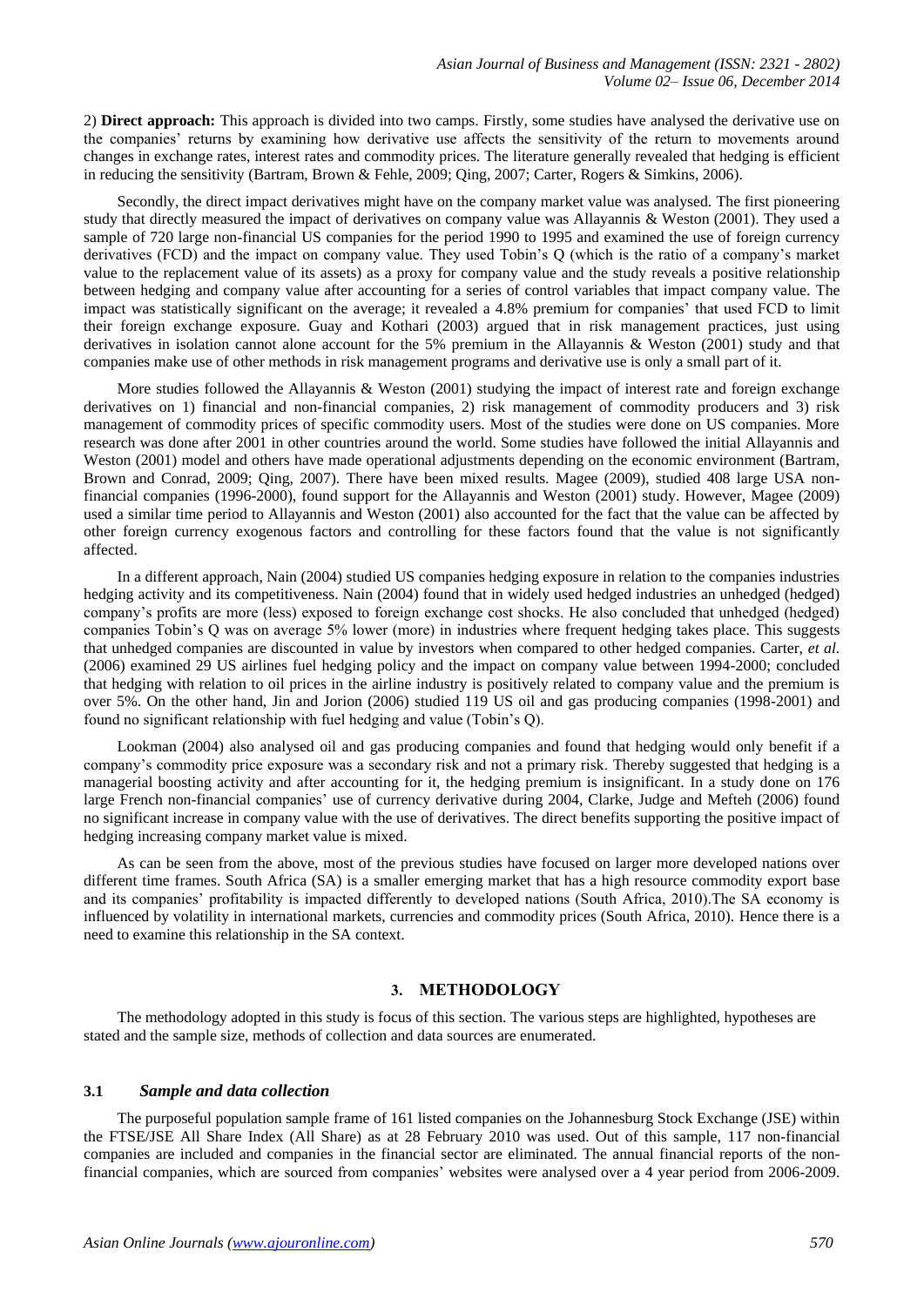2) **Direct approach:** This approach is divided into two camps. Firstly, some studies have analysed the derivative use on the companies' returns by examining how derivative use affects the sensitivity of the return to movements around changes in exchange rates, interest rates and commodity prices. The literature generally revealed that hedging is efficient in reducing the sensitivity (Bartram, Brown & Fehle, 2009; Qing, 2007; Carter, Rogers & Simkins, 2006).

Secondly, the direct impact derivatives might have on the company market value was analysed. The first pioneering study that directly measured the impact of derivatives on company value was Allayannis & Weston (2001). They used a sample of 720 large non-financial US companies for the period 1990 to 1995 and examined the use of foreign currency derivatives (FCD) and the impact on company value. They used Tobin's Q (which is the ratio of a company's market value to the replacement value of its assets) as a proxy for company value and the study reveals a positive relationship between hedging and company value after accounting for a series of control variables that impact company value. The impact was statistically significant on the average; it revealed a 4.8% premium for companies' that used FCD to limit their foreign exchange exposure. Guay and Kothari (2003) argued that in risk management practices, just using derivatives in isolation cannot alone account for the 5% premium in the Allayannis & Weston (2001) study and that companies make use of other methods in risk management programs and derivative use is only a small part of it.

More studies followed the Allayannis & Weston (2001) studying the impact of interest rate and foreign exchange derivatives on 1) financial and non-financial companies, 2) risk management of commodity producers and 3) risk management of commodity prices of specific commodity users. Most of the studies were done on US companies. More research was done after 2001 in other countries around the world. Some studies have followed the initial Allayannis and Weston (2001) model and others have made operational adjustments depending on the economic environment (Bartram, Brown and Conrad, 2009; Qing, 2007). There have been mixed results. Magee (2009), studied 408 large USA non-financial companies (1996-2000), found support for the Allayannis and Weston (2001) study. However, Magee (2009) used a similar time period to Allayannis and Weston (2001) also accounted for the fact that the value can be affected by other foreign currency exogenous factors and controlling for these factors found that the value is not significantly affected.

In a different approach, Nain (2004) studied US companies hedging exposure in relation to the companies industries hedging activity and its competitiveness. Nain (2004) found that in widely used hedged industries an unhedged (hedged) company's profits are more (less) exposed to foreign exchange cost shocks. He also concluded that unhedged (hedged) companies Tobin's Q was on average 5% lower (more) in industries where frequent hedging takes place. This suggests that unhedged companies are discounted in value by investors when compared to other hedged companies. Carter, *et al.* (2006) examined 29 US airlines fuel hedging policy and the impact on company value between 1994-2000; concluded that hedging with relation to oil prices in the airline industry is positively related to company value and the premium is over 5%. On the other hand, Jin and Jorion (2006) studied 119 US oil and gas producing companies (1998-2001) and found no significant relationship with fuel hedging and value (Tobin's Q).

Lookman (2004) also analysed oil and gas producing companies and found that hedging would only benefit if a company's commodity price exposure was a secondary risk and not a primary risk. Thereby suggested that hedging is a managerial boosting activity and after accounting for it, the hedging premium is insignificant. In a study done on 176 large French non-financial companies' use of currency derivative during 2004, Clarke, Judge and Mefteh (2006) found no significant increase in company value with the use of derivatives. The direct benefits supporting the positive impact of hedging increasing company market value is mixed.

As can be seen from the above, most of the previous studies have focused on larger more developed nations over different time frames. South Africa (SA) is a smaller emerging market that has a high resource commodity export base and its companies' profitability is impacted differently to developed nations (South Africa, 2010).The SA economy is influenced by volatility in international markets, currencies and commodity prices (South Africa, 2010). Hence there is a need to examine this relationship in the SA context.

## 3. METHODOLOGY

The methodology adopted in this study is focus of this section. The various steps are highlighted, hypotheses are stated and the sample size, methods of collection and data sources are enumerated.

### 3.1 *Sample and data collection*

The purposeful population sample frame of 161 listed companies on the Johannesburg Stock Exchange (JSE) within the FTSE/JSE All Share Index (All Share) as at 28 February 2010 was used. Out of this sample, 117 non-financial companies are included and companies in the financial sector are eliminated. The annual financial reports of the non-financial companies, which are sourced from companies' websites were analysed over a 4 year period from 2006-2009.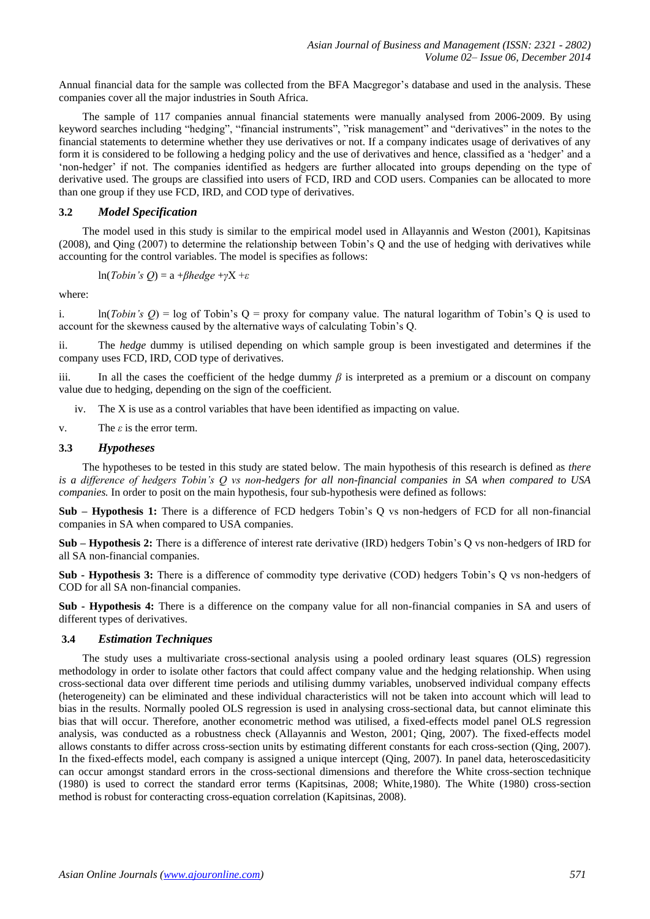Annual financial data for the sample was collected from the BFA Macgregor's database and used in the analysis. These companies cover all the major industries in South Africa.

The sample of 117 companies annual financial statements were manually analysed from 2006-2009. By using keyword searches including "hedging", "financial instruments", "risk management" and "derivatives" in the notes to the financial statements to determine whether they use derivatives or not. If a company indicates usage of derivatives of any form it is considered to be following a hedging policy and the use of derivatives and hence, classified as a 'hedger' and a 'non-hedger' if not. The companies identified as hedgers are further allocated into groups depending on the type of derivative used. The groups are classified into users of FCD, IRD and COD users. Companies can be allocated to more than one group if they use FCD, IRD, and COD type of derivatives.

### 3.2 *Model Specification*

The model used in this study is similar to the empirical model used in Allayannis and Weston (2001), Kapitsinas (2008), and Qing (2007) to determine the relationship between Tobin's Q and the use of hedging with derivatives while accounting for the control variables. The model is specifies as follows:

$$\ln(\textit{Tobin's Q}) = a + \beta hedge + \gamma X + \varepsilon$$

where:

i. $\ln(\textit{Tobin's Q})$ = log of Tobin's Q = proxy for company value. The natural logarithm of Tobin's Q is used to account for the skewness caused by the alternative ways of calculating Tobin's Q.

ii. The *hedge* dummy is utilised depending on which sample group is been investigated and determines if the company uses FCD, IRD, COD type of derivatives.

iii. In all the cases the coefficient of the hedge dummy $\beta$ is interpreted as a premium or a discount on company value due to hedging, depending on the sign of the coefficient.

iv. The X is use as a control variables that have been identified as impacting on value.

v. The $\varepsilon$ is the error term.

### 3.3 *Hypotheses*

The hypotheses to be tested in this study are stated below. The main hypothesis of this research is defined as *there is a difference of hedgers Tobin's Q vs non-hedgers for all non-financial companies in SA when compared to USA companies.* In order to posit on the main hypothesis, four sub-hypothesis were defined as follows:

**Sub – Hypothesis 1:** There is a difference of FCD hedgers Tobin's Q vs non-hedgers of FCD for all non-financial companies in SA when compared to USA companies.

**Sub – Hypothesis 2:** There is a difference of interest rate derivative (IRD) hedgers Tobin's Q vs non-hedgers of IRD for all SA non-financial companies.

**Sub - Hypothesis 3:** There is a difference of commodity type derivative (COD) hedgers Tobin's Q vs non-hedgers of COD for all SA non-financial companies.

**Sub - Hypothesis 4:** There is a difference on the company value for all non-financial companies in SA and users of different types of derivatives.

### 3.4 *Estimation Techniques*

The study uses a multivariate cross-sectional analysis using a pooled ordinary least squares (OLS) regression methodology in order to isolate other factors that could affect company value and the hedging relationship. When using cross-sectional data over different time periods and utilising dummy variables, unobserved individual company effects (heterogeneity) can be eliminated and these individual characteristics will not be taken into account which will lead to bias in the results. Normally pooled OLS regression is used in analysing cross-sectional data, but cannot eliminate this bias that will occur. Therefore, another econometric method was utilised, a fixed-effects model panel OLS regression analysis, was conducted as a robustness check (Allayannis and Weston, 2001; Qing, 2007). The fixed-effects model allows constants to differ across cross-section units by estimating different constants for each cross-section (Qing, 2007). In the fixed-effects model, each company is assigned a unique intercept (Qing, 2007). In panel data, heteroscedasiticity can occur amongst standard errors in the cross-sectional dimensions and therefore the White cross-section technique (1980) is used to correct the standard error terms (Kapitsinas, 2008; White,1980). The White (1980) cross-section method is robust for conteracting cross-equation correlation (Kapitsinas, 2008).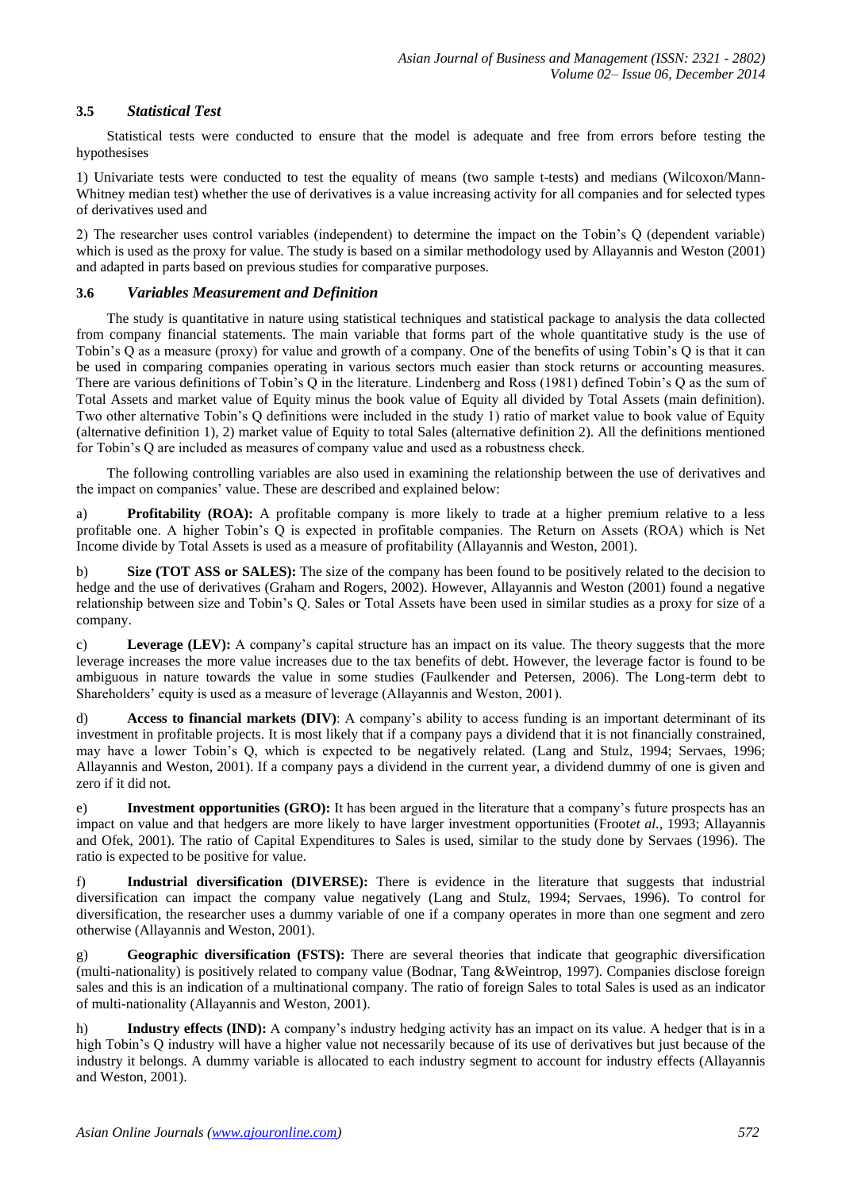### 3.5 *Statistical Test*

Statistical tests were conducted to ensure that the model is adequate and free from errors before testing the hypothesises

1) Univariate tests were conducted to test the equality of means (two sample t-tests) and medians (Wilcoxon/Mann-Whitney median test) whether the use of derivatives is a value increasing activity for all companies and for selected types of derivatives used and

2) The researcher uses control variables (independent) to determine the impact on the Tobin's Q (dependent variable) which is used as the proxy for value. The study is based on a similar methodology used by Allayannis and Weston (2001) and adapted in parts based on previous studies for comparative purposes.

### 3.6 *Variables Measurement and Definition*

The study is quantitative in nature using statistical techniques and statistical package to analysis the data collected from company financial statements. The main variable that forms part of the whole quantitative study is the use of Tobin's Q as a measure (proxy) for value and growth of a company. One of the benefits of using Tobin's Q is that it can be used in comparing companies operating in various sectors much easier than stock returns or accounting measures. There are various definitions of Tobin's Q in the literature. Lindenberg and Ross (1981) defined Tobin's Q as the sum of Total Assets and market value of Equity minus the book value of Equity all divided by Total Assets (main definition). Two other alternative Tobin's Q definitions were included in the study 1) ratio of market value to book value of Equity (alternative definition 1), 2) market value of Equity to total Sales (alternative definition 2). All the definitions mentioned for Tobin's Q are included as measures of company value and used as a robustness check.

The following controlling variables are also used in examining the relationship between the use of derivatives and the impact on companies' value. These are described and explained below:

a) **Profitability (ROA):** A profitable company is more likely to trade at a higher premium relative to a less profitable one. A higher Tobin's Q is expected in profitable companies. The Return on Assets (ROA) which is Net Income divide by Total Assets is used as a measure of profitability (Allayannis and Weston, 2001).

b) **Size (TOT ASS or SALES):** The size of the company has been found to be positively related to the decision to hedge and the use of derivatives (Graham and Rogers, 2002). However, Allayannis and Weston (2001) found a negative relationship between size and Tobin's Q. Sales or Total Assets have been used in similar studies as a proxy for size of a company.

c) **Leverage (LEV):** A company's capital structure has an impact on its value. The theory suggests that the more leverage increases the more value increases due to the tax benefits of debt. However, the leverage factor is found to be ambiguous in nature towards the value in some studies (Faulkender and Petersen, 2006). The Long-term debt to Shareholders' equity is used as a measure of leverage (Allayannis and Weston, 2001).

d) **Access to financial markets (DIV)**: A company's ability to access funding is an important determinant of its investment in profitable projects. It is most likely that if a company pays a dividend that it is not financially constrained, may have a lower Tobin's Q, which is expected to be negatively related. (Lang and Stulz, 1994; Servaes, 1996; Allayannis and Weston, 2001). If a company pays a dividend in the current year, a dividend dummy of one is given and zero if it did not.

e) **Investment opportunities (GRO):** It has been argued in the literature that a company's future prospects has an impact on value and that hedgers are more likely to have larger investment opportunities (Froot*et al.*, 1993; Allayannis and Ofek, 2001). The ratio of Capital Expenditures to Sales is used, similar to the study done by Servaes (1996). The ratio is expected to be positive for value.

f) **Industrial diversification (DIVERSE):** There is evidence in the literature that suggests that industrial diversification can impact the company value negatively (Lang and Stulz, 1994; Servaes, 1996). To control for diversification, the researcher uses a dummy variable of one if a company operates in more than one segment and zero otherwise (Allayannis and Weston, 2001).

g) **Geographic diversification (FSTS):** There are several theories that indicate that geographic diversification (multi-nationality) is positively related to company value (Bodnar, Tang &Weintrop, 1997). Companies disclose foreign sales and this is an indication of a multinational company. The ratio of foreign Sales to total Sales is used as an indicator of multi-nationality (Allayannis and Weston, 2001).

h) **Industry effects (IND):** A company's industry hedging activity has an impact on its value. A hedger that is in a high Tobin's Q industry will have a higher value not necessarily because of its use of derivatives but just because of the industry it belongs. A dummy variable is allocated to each industry segment to account for industry effects (Allayannis and Weston, 2001).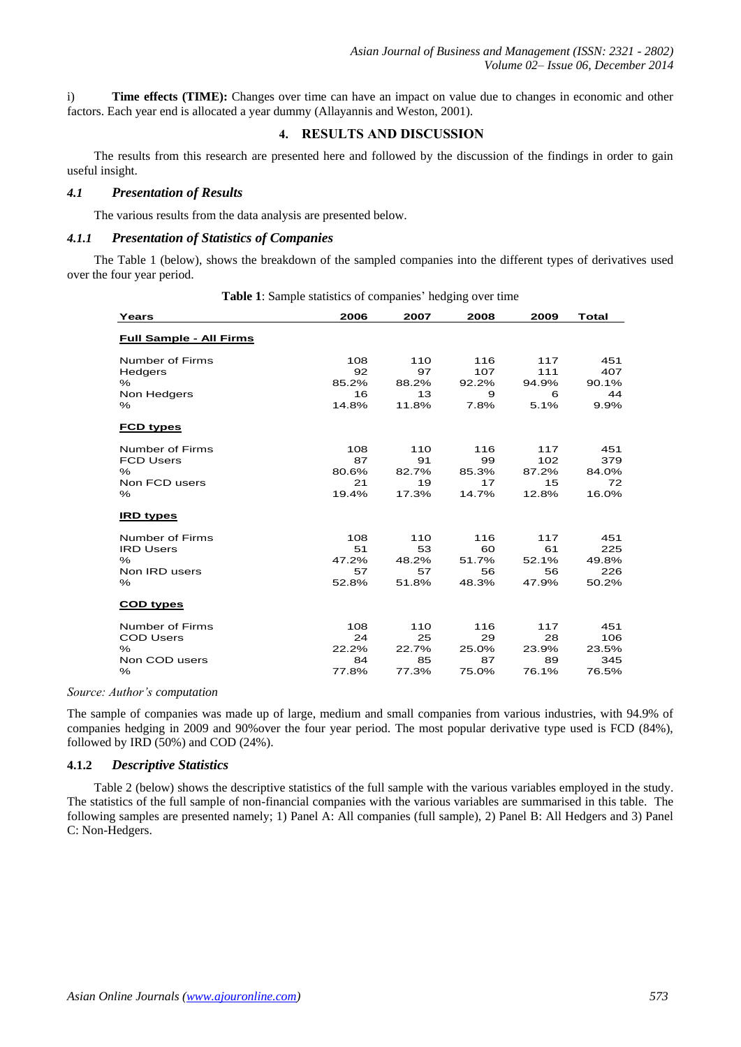i) **Time effects (TIME):** Changes over time can have an impact on value due to changes in economic and other factors. Each year end is allocated a year dummy (Allayannis and Weston, 2001).

## 4. RESULTS AND DISCUSSION

The results from this research are presented here and followed by the discussion of the findings in order to gain useful insight.

### *4.1 Presentation of Results*

The various results from the data analysis are presented below.

#### *4.1.1 Presentation of Statistics of Companies*

The Table 1 (below), shows the breakdown of the sampled companies into the different types of derivatives used over the four year period.

**Table 1**: Sample statistics of companies' hedging over time

| Years | 2006 | 2007 | 2008 | 2009 | Total |
|---|---|---|---|---|---|
| **Full Sample - All Firms** | | | | | |
| Number of Firms | 108 | 110 | 116 | 117 | 451 |
| Hedgers | 92 | 97 | 107 | 111 | 407 |
| % | 85.2% | 88.2% | 92.2% | 94.9% | 90.1% |
| Non Hedgers | 16 | 13 | 9 | 6 | 44 |
| % | 14.8% | 11.8% | 7.8% | 5.1% | 9.9% |
| **FCD types** | | | | | |
| Number of Firms | 108 | 110 | 116 | 117 | 451 |
| FCD Users | 87 | 91 | 99 | 102 | 379 |
| % | 80.6% | 82.7% | 85.3% | 87.2% | 84.0% |
| Non FCD users | 21 | 19 | 17 | 15 | 72 |
| % | 19.4% | 17.3% | 14.7% | 12.8% | 16.0% |
| **IRD types** | | | | | |
| Number of Firms | 108 | 110 | 116 | 117 | 451 |
| IRD Users | 51 | 53 | 60 | 61 | 225 |
| % | 47.2% | 48.2% | 51.7% | 52.1% | 49.8% |
| Non IRD users | 57 | 57 | 56 | 56 | 226 |
| % | 52.8% | 51.8% | 48.3% | 47.9% | 50.2% |
| **COD types** | | | | | |
| Number of Firms | 108 | 110 | 116 | 117 | 451 |
| COD Users | 24 | 25 | 29 | 28 | 106 |
| % | 22.2% | 22.7% | 25.0% | 23.9% | 23.5% |
| Non COD users | 84 | 85 | 87 | 89 | 345 |
| % | 77.8% | 77.3% | 75.0% | 76.1% | 76.5% |

*Source: Author's computation*

The sample of companies was made up of large, medium and small companies from various industries, with 94.9% of companies hedging in 2009 and 90%over the four year period. The most popular derivative type used is FCD (84%), followed by IRD (50%) and COD (24%).

#### 4.1.2 *Descriptive Statistics*

Table 2 (below) shows the descriptive statistics of the full sample with the various variables employed in the study. The statistics of the full sample of non-financial companies with the various variables are summarised in this table. The following samples are presented namely; 1) Panel A: All companies (full sample), 2) Panel B: All Hedgers and 3) Panel C: Non-Hedgers.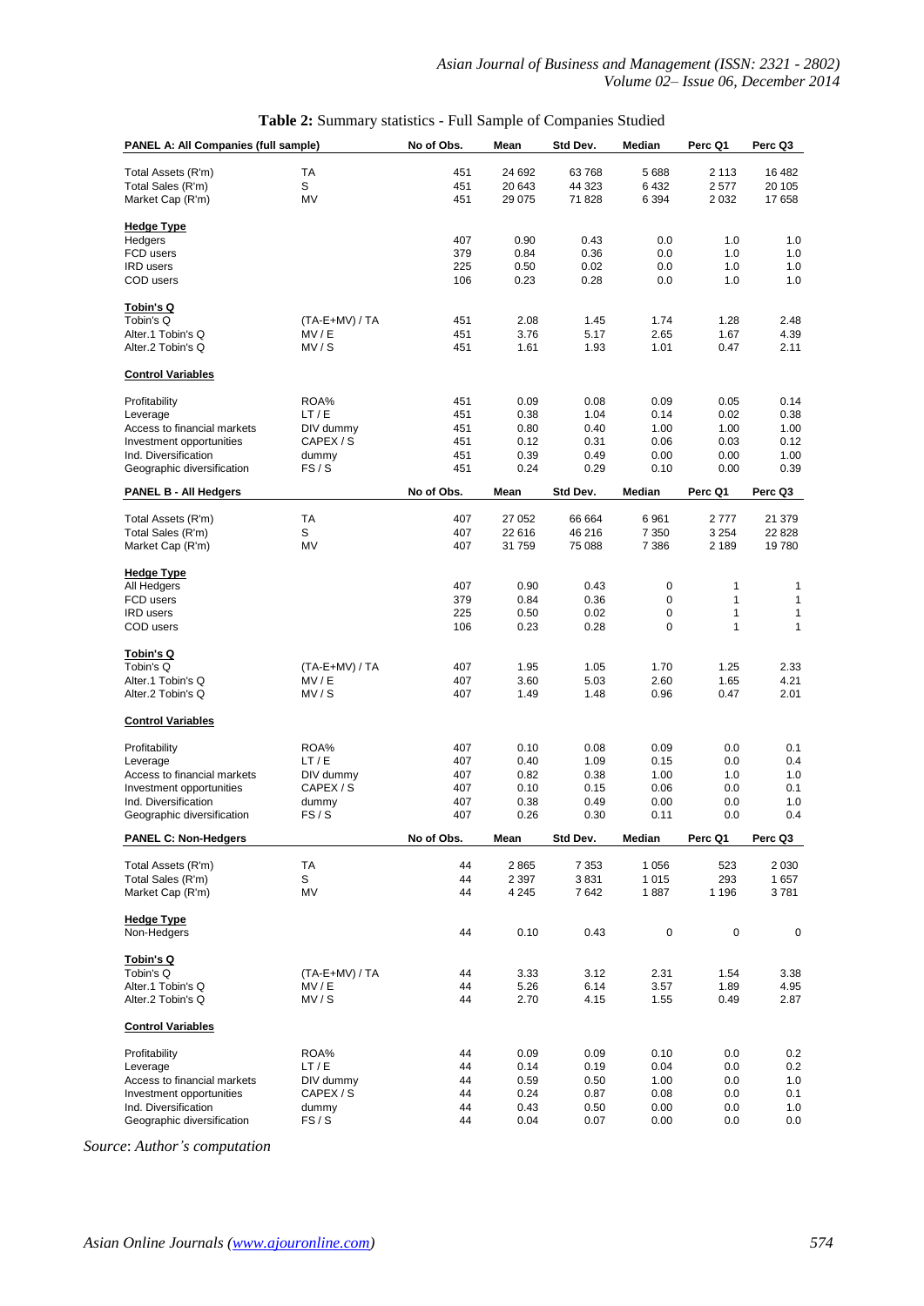**Table 2:** Summary statistics - Full Sample of Companies Studied

| PANEL A: All Companies (full sample) | | No of Obs. | Mean | Std Dev. | Median | Perc Q1 | Perc Q3 |
|---|---|---|---|---|---|---|---|
| Total Assets (R'm) | TA | 451 | 24 692 | 63 768 | 5 688 | 2 113 | 16 482 |
| Total Sales (R'm) | S | 451 | 20 643 | 44 323 | 6 432 | 2 577 | 20 105 |
| Market Cap (R'm) | MV | 451 | 29 075 | 71 828 | 6 394 | 2 032 | 17 658 |
| **Hedge Type** | | | | | | | |
| Hedgers | | 407 | 0.90 | 0.43 | 0.0 | 1.0 | 1.0 |
| FCD users | | 379 | 0.84 | 0.36 | 0.0 | 1.0 | 1.0 |
| IRD users | | 225 | 0.50 | 0.02 | 0.0 | 1.0 | 1.0 |
| COD users | | 106 | 0.23 | 0.28 | 0.0 | 1.0 | 1.0 |
| **Tobin's Q** | | | | | | | |
| Tobin's Q | (TA-E+MV) / TA | 451 | 2.08 | 1.45 | 1.74 | 1.28 | 2.48 |
| Alter.1 Tobin's Q | MV / E | 451 | 3.76 | 5.17 | 2.65 | 1.67 | 4.39 |
| Alter.2 Tobin's Q | MV / S | 451 | 1.61 | 1.93 | 1.01 | 0.47 | 2.11 |
| **Control Variables** | | | | | | | |
| Profitability | ROA% | 451 | 0.09 | 0.08 | 0.09 | 0.05 | 0.14 |
| Leverage | LT / E | 451 | 0.38 | 1.04 | 0.14 | 0.02 | 0.38 |
| Access to financial markets | DIV dummy | 451 | 0.80 | 0.40 | 1.00 | 1.00 | 1.00 |
| Investment opportunities | CAPEX / S | 451 | 0.12 | 0.31 | 0.06 | 0.03 | 0.12 |
| Ind. Diversification | dummy | 451 | 0.39 | 0.49 | 0.00 | 0.00 | 1.00 |
| Geographic diversification | FS / S | 451 | 0.24 | 0.29 | 0.10 | 0.00 | 0.39 |
| **PANEL B - All Hedgers** | | **No of Obs.** | **Mean** | **Std Dev.** | **Median** | **Perc Q1** | **Perc Q3** |
| Total Assets (R'm) | TA | 407 | 27 052 | 66 664 | 6 961 | 2 777 | 21 379 |
| Total Sales (R'm) | S | 407 | 22 616 | 46 216 | 7 350 | 3 254 | 22 828 |
| Market Cap (R'm) | MV | 407 | 31 759 | 75 088 | 7 386 | 2 189 | 19 780 |
| **Hedge Type** | | | | | | | |
| All Hedgers | | 407 | 0.90 | 0.43 | 0 | 1 | 1 |
| FCD users | | 379 | 0.84 | 0.36 | 0 | 1 | 1 |
| IRD users | | 225 | 0.50 | 0.02 | 0 | 1 | 1 |
| COD users | | 106 | 0.23 | 0.28 | 0 | 1 | 1 |
| **Tobin's Q** | | | | | | | |
| Tobin's Q | (TA-E+MV) / TA | 407 | 1.95 | 1.05 | 1.70 | 1.25 | 2.33 |
| Alter.1 Tobin's Q | MV / E | 407 | 3.60 | 5.03 | 2.60 | 1.65 | 4.21 |
| Alter.2 Tobin's Q | MV / S | 407 | 1.49 | 1.48 | 0.96 | 0.47 | 2.01 |
| **Control Variables** | | | | | | | |
| Profitability | ROA% | 407 | 0.10 | 0.08 | 0.09 | 0.0 | 0.1 |
| Leverage | LT / E | 407 | 0.40 | 1.09 | 0.15 | 0.0 | 0.4 |
| Access to financial markets | DIV dummy | 407 | 0.82 | 0.38 | 1.00 | 1.0 | 1.0 |
| Investment opportunities | CAPEX / S | 407 | 0.10 | 0.15 | 0.06 | 0.0 | 0.1 |
| Ind. Diversification | dummy | 407 | 0.38 | 0.49 | 0.00 | 0.0 | 1.0 |
| Geographic diversification | FS / S | 407 | 0.26 | 0.30 | 0.11 | 0.0 | 0.4 |
| **PANEL C: Non-Hedgers** | | **No of Obs.** | **Mean** | **Std Dev.** | **Median** | **Perc Q1** | **Perc Q3** |
| Total Assets (R'm) | TA | 44 | 2 865 | 7 353 | 1 056 | 523 | 2 030 |
| Total Sales (R'm) | S | 44 | 2 397 | 3 831 | 1 015 | 293 | 1 657 |
| Market Cap (R'm) | MV | 44 | 4 245 | 7 642 | 1 887 | 1 196 | 3 781 |
| **Hedge Type** | | | | | | | |
| Non-Hedgers | | 44 | 0.10 | 0.43 | 0 | 0 | 0 |
| **Tobin's Q** | | | | | | | |
| Tobin's Q | (TA-E+MV) / TA | 44 | 3.33 | 3.12 | 2.31 | 1.54 | 3.38 |
| Alter.1 Tobin's Q | MV / E | 44 | 5.26 | 6.14 | 3.57 | 1.89 | 4.95 |
| Alter.2 Tobin's Q | MV / S | 44 | 2.70 | 4.15 | 1.55 | 0.49 | 2.87 |
| **Control Variables** | | | | | | | |
| Profitability | ROA% | 44 | 0.09 | 0.09 | 0.10 | 0.0 | 0.2 |
| Leverage | LT / E | 44 | 0.14 | 0.19 | 0.04 | 0.0 | 0.2 |
| Access to financial markets | DIV dummy | 44 | 0.59 | 0.50 | 1.00 | 0.0 | 1.0 |
| Investment opportunities | CAPEX / S | 44 | 0.24 | 0.87 | 0.08 | 0.0 | 0.1 |
| Ind. Diversification | dummy | 44 | 0.43 | 0.50 | 0.00 | 0.0 | 1.0 |
| Geographic diversification | FS / S | 44 | 0.04 | 0.07 | 0.00 | 0.0 | 0.0 |

*Source*: *Author's computation*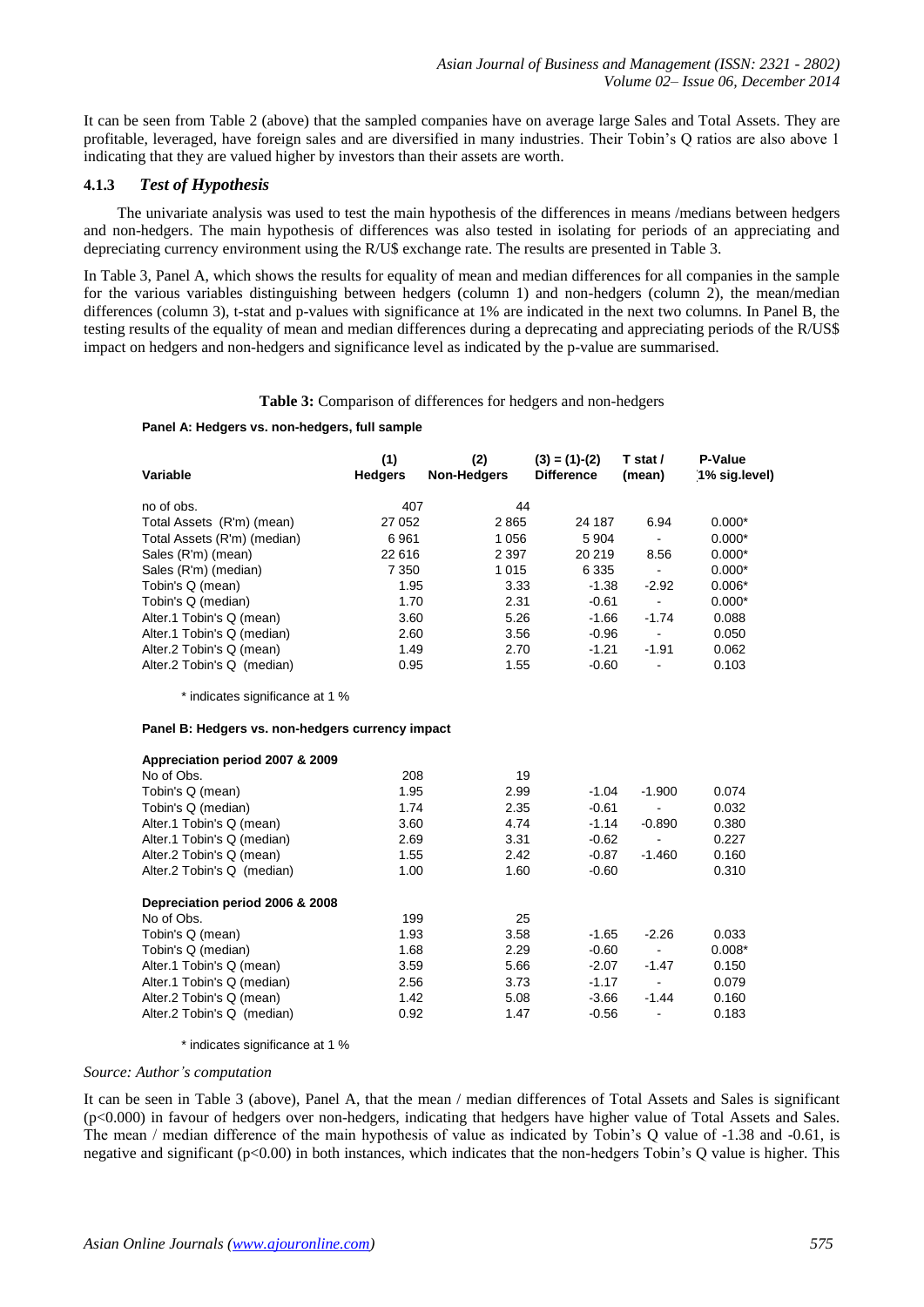It can be seen from Table 2 (above) that the sampled companies have on average large Sales and Total Assets. They are profitable, leveraged, have foreign sales and are diversified in many industries. Their Tobin's Q ratios are also above 1 indicating that they are valued higher by investors than their assets are worth.

### 4.1.3 *Test of Hypothesis*

The univariate analysis was used to test the main hypothesis of the differences in means /medians between hedgers and non-hedgers. The main hypothesis of differences was also tested in isolating for periods of an appreciating and depreciating currency environment using the R/U$ exchange rate. The results are presented in Table 3.

In Table 3, Panel A, which shows the results for equality of mean and median differences for all companies in the sample for the various variables distinguishing between hedgers (column 1) and non-hedgers (column 2), the mean/median differences (column 3), t-stat and p-values with significance at 1% are indicated in the next two columns. In Panel B, the testing results of the equality of mean and median differences during a deprecating and appreciating periods of the R/US$ impact on hedgers and non-hedgers and significance level as indicated by the p-value are summarised.

**Table 3:** Comparison of differences for hedgers and non-hedgers

**Panel A: Hedgers vs. non-hedgers, full sample**

| Variable | (1) Hedgers | (2) Non-Hedgers | (3) = (1)-(2) Difference | T stat / (mean) | P-Value 1% sig.level) |
|---|---|---|---|---|---|
| no of obs. | 407 | 44 | | | |
| Total Assets (R'm) (mean) | 27 052 | 2 865 | 24 187 | 6.94 | 0.000* |
| Total Assets (R'm) (median) | 6 961 | 1 056 | 5 904 | - | 0.000* |
| Sales (R'm) (mean) | 22 616 | 2 397 | 20 219 | 8.56 | 0.000* |
| Sales (R'm) (median) | 7 350 | 1 015 | 6 335 | - | 0.000* |
| Tobin's Q (mean) | 1.95 | 3.33 | -1.38 | -2.92 | 0.006* |
| Tobin's Q (median) | 1.70 | 2.31 | -0.61 | - | 0.000* |
| Alter.1 Tobin's Q (mean) | 3.60 | 5.26 | -1.66 | -1.74 | 0.088 |
| Alter.1 Tobin's Q (median) | 2.60 | 3.56 | -0.96 | - | 0.050 |
| Alter.2 Tobin's Q (mean) | 1.49 | 2.70 | -1.21 | -1.91 | 0.062 |
| Alter.2 Tobin's Q (median) | 0.95 | 1.55 | -0.60 | - | 0.103 |

\* indicates significance at 1 %

**Panel B: Hedgers vs. non-hedgers currency impact**

| Variable | (1) Hedgers | (2) Non-Hedgers | (3) = (1)-(2) Difference | T stat / (mean) | P-Value 1% sig.level) |
|---|---|---|---|---|---|
| **Appreciation period 2007 & 2009** | | | | | |
| No of Obs. | 208 | 19 | | | |
| Tobin's Q (mean) | 1.95 | 2.99 | -1.04 | -1.900 | 0.074 |
| Tobin's Q (median) | 1.74 | 2.35 | -0.61 | - | 0.032 |
| Alter.1 Tobin's Q (mean) | 3.60 | 4.74 | -1.14 | -0.890 | 0.380 |
| Alter.1 Tobin's Q (median) | 2.69 | 3.31 | -0.62 | - | 0.227 |
| Alter.2 Tobin's Q (mean) | 1.55 | 2.42 | -0.87 | -1.460 | 0.160 |
| Alter.2 Tobin's Q (median) | 1.00 | 1.60 | -0.60 | | 0.310 |
| **Depreciation period 2006 & 2008** | | | | | |
| No of Obs. | 199 | 25 | | | |
| Tobin's Q (mean) | 1.93 | 3.58 | -1.65 | -2.26 | 0.033 |
| Tobin's Q (median) | 1.68 | 2.29 | -0.60 | - | 0.008* |
| Alter.1 Tobin's Q (mean) | 3.59 | 5.66 | -2.07 | -1.47 | 0.150 |
| Alter.1 Tobin's Q (median) | 2.56 | 3.73 | -1.17 | - | 0.079 |
| Alter.2 Tobin's Q (mean) | 1.42 | 5.08 | -3.66 | -1.44 | 0.160 |
| Alter.2 Tobin's Q (median) | 0.92 | 1.47 | -0.56 | - | 0.183 |

\* indicates significance at 1 %

*Source: Author's computation*

It can be seen in Table 3 (above), Panel A, that the mean / median differences of Total Assets and Sales is significant ($p<0.000$) in favour of hedgers over non-hedgers, indicating that hedgers have higher value of Total Assets and Sales. The mean / median difference of the main hypothesis of value as indicated by Tobin's Q value of -1.38 and -0.61, is negative and significant ($p<0.00$) in both instances, which indicates that the non-hedgers Tobin's Q value is higher. This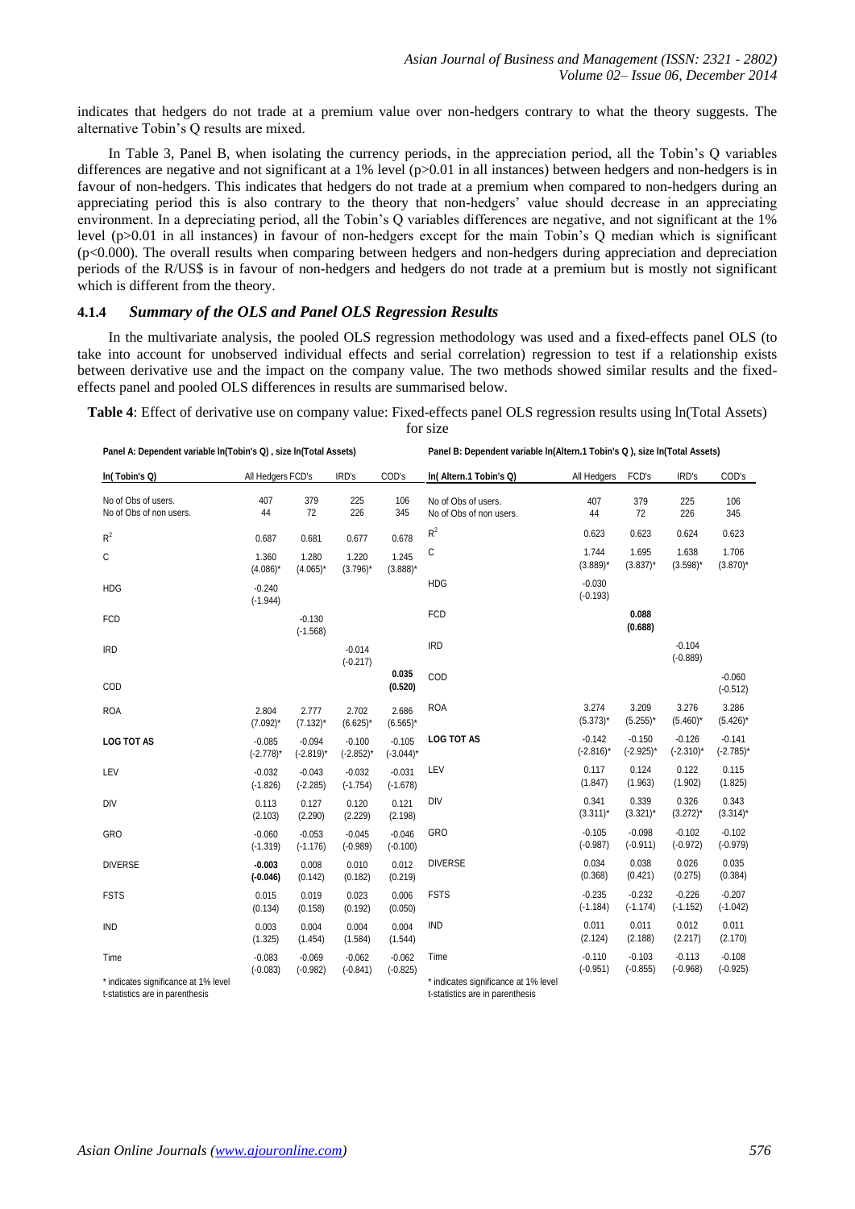indicates that hedgers do not trade at a premium value over non-hedgers contrary to what the theory suggests. The alternative Tobin's Q results are mixed.

In Table 3, Panel B, when isolating the currency periods, in the appreciation period, all the Tobin's Q variables differences are negative and not significant at a 1% level (p>0.01 in all instances) between hedgers and non-hedgers is in favour of non-hedgers. This indicates that hedgers do not trade at a premium when compared to non-hedgers during an appreciating period this is also contrary to the theory that non-hedgers' value should decrease in an appreciating environment. In a depreciating period, all the Tobin's Q variables differences are negative, and not significant at the 1% level (p>0.01 in all instances) in favour of non-hedgers except for the main Tobin's Q median which is significant (p<0.000). The overall results when comparing between hedgers and non-hedgers during appreciation and depreciation periods of the R/US$ is in favour of non-hedgers and hedgers do not trade at a premium but is mostly not significant which is different from the theory.

### 4.1.4 *Summary of the OLS and Panel OLS Regression Results*

In the multivariate analysis, the pooled OLS regression methodology was used and a fixed-effects panel OLS (to take into account for unobserved individual effects and serial correlation) regression to test if a relationship exists between derivative use and the impact on the company value. The two methods showed similar results and the fixed-effects panel and pooled OLS differences in results are summarised below.

**Table 4**: Effect of derivative use on company value: Fixed-effects panel OLS regression results using ln(Total Assets) for size

**Panel A: Dependent variable ln(Tobin's Q), size ln(Total Assets)**

| ln( Tobin's Q) | All Hedgers | FCD's | IRD's | COD's |
|---|---|---|---|---|
| No of Obs of users. | 407 | 379 | 225 | 106 |
| No of Obs of non users. | 44 | 72 | 226 | 345 |
| $R^2$ | 0.687 | 0.681 | 0.677 | 0.678 |
| C | 1.360 (4.086)* | 1.280 (4.065)* | 1.220 (3.796)* | 1.245 (3.888)* |
| HDG | -0.240 (-1.944) | | | |
| FCD | | -0.130 (-1.568) | | |
| IRD | | | -0.014 (-0.217) | |
| COD | | | | **0.035 (0.520)** |
| ROA | 2.804 (7.092)* | 2.777 (7.132)* | 2.702 (6.625)* | 2.686 (6.565)* |
| **LOG TOT AS** | -0.085 (-2.778)* | -0.094 (-2.819)* | -0.100 (-2.852)* | -0.105 (-3.044)* |
| LEV | -0.032 (-1.826) | -0.043 (-2.285) | -0.032 (-1.754) | -0.031 (-1.678) |
| DIV | 0.113 (2.103) | 0.127 (2.290) | 0.120 (2.229) | 0.121 (2.198) |
| GRO | -0.060 (-1.319) | -0.053 (-1.176) | -0.045 (-0.989) | -0.046 (-0.100) |
| DIVERSE | **-0.003 (-0.046)** | 0.008 (0.142) | 0.010 (0.182) | 0.012 (0.219) |
| FSTS | 0.015 (0.134) | 0.019 (0.158) | 0.023 (0.192) | 0.006 (0.050) |
| IND | 0.003 (1.325) | 0.004 (1.454) | 0.004 (1.584) | 0.004 (1.544) |
| Time | -0.083 (-0.083) | -0.069 (-0.982) | -0.062 (-0.841) | -0.062 (-0.825) |

\* indicates significance at 1% level
t-statistics are in parenthesis

**Panel B: Dependent variable ln(Altern.1 Tobin's Q ), size ln(Total Assets)**

| ln( Altern.1 Tobin's Q) | All Hedgers | FCD's | IRD's | COD's |
|---|---|---|---|---|
| No of Obs of users. | 407 | 379 | 225 | 106 |
| No of Obs of non users. | 44 | 72 | 226 | 345 |
| $R^2$ | 0.623 | 0.623 | 0.624 | 0.623 |
| C | 1.744 (3.889)* | 1.695 (3.837)* | 1.638 (3.598)* | 1.706 (3.870)* |
| HDG | -0.030 (-0.193) | | | |
| FCD | | **0.088 (0.688)** | | |
| IRD | | | -0.104 (-0.889) | |
| COD | | | | -0.060 (-0.512) |
| ROA | 3.274 (5.373)* | 3.209 (5.255)* | 3.276 (5.460)* | 3.286 (5.426)* |
| **LOG TOT AS** | -0.142 (-2.816)* | -0.150 (-2.925)* | -0.126 (-2.310)* | -0.141 (-2.785)* |
| LEV | 0.117 (1.847) | 0.124 (1.963) | 0.122 (1.902) | 0.115 (1.825) |
| DIV | 0.341 (3.311)* | 0.339 (3.321)* | 0.326 (3.272)* | 0.343 (3.314)* |
| GRO | -0.105 (-0.987) | -0.098 (-0.911) | -0.102 (-0.972) | -0.102 (-0.979) |
| DIVERSE | 0.034 (0.368) | 0.038 (0.421) | 0.026 (0.275) | 0.035 (0.384) |
| FSTS | -0.235 (-1.184) | -0.232 (-1.174) | -0.226 (-1.152) | -0.207 (-1.042) |
| IND | 0.011 (2.124) | 0.011 (2.188) | 0.012 (2.217) | 0.011 (2.170) |
| Time | -0.110 (-0.951) | -0.103 (-0.855) | -0.113 (-0.968) | -0.108 (-0.925) |

\* indicates significance at 1% level
t-statistics are in parenthesis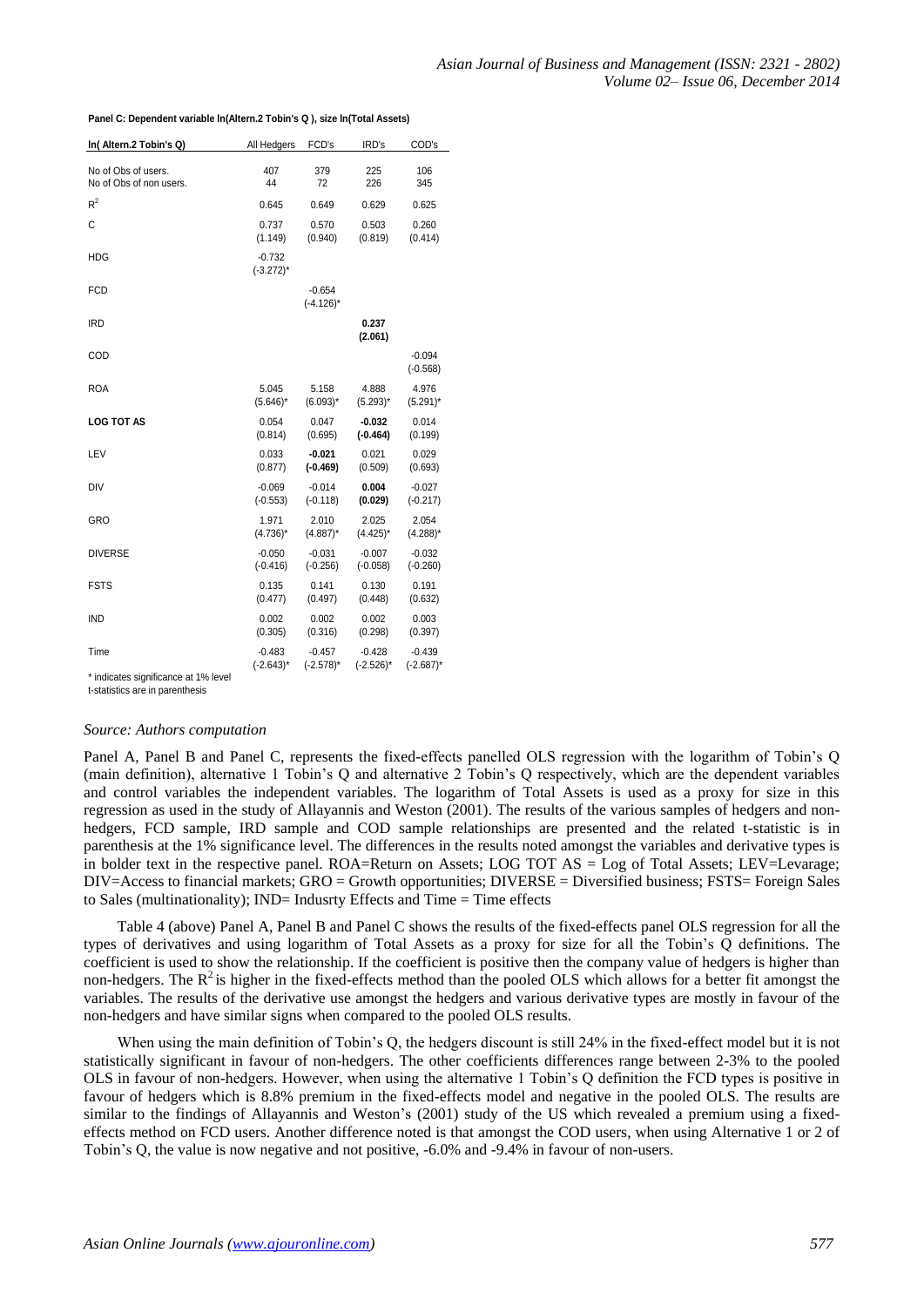**Panel C: Dependent variable ln(Altern.2 Tobin's Q ), size ln(Total Assets)**

| ln( Altern.2 Tobin's Q) | All Hedgers | FCD's | IRD's | COD's |
|---|---|---|---|---|
| No of Obs of users. | 407 | 379 | 225 | 106 |
| No of Obs of non users. | 44 | 72 | 226 | 345 |
| $R^2$ | 0.645 | 0.649 | 0.629 | 0.625 |
| C | 0.737 | 0.570 | 0.503 | 0.260 |
| | (1.149) | (0.940) | (0.819) | (0.414) |
| HDG | -0.732 | | | |
| | (-3.272)* | | | |
| FCD | | -0.654 | | |
| | | (-4.126)* | | |
| IRD | | | **0.237** | |
| | | | **(2.061)** | |
| COD | | | | -0.094 |
| | | | | (-0.568) |
| ROA | 5.045 | 5.158 | 4.888 | 4.976 |
| | (5.646)* | (6.093)* | (5.293)* | (5.291)* |
| **LOG TOT AS** | 0.054 | 0.047 | **-0.032** | 0.014 |
| | (0.814) | (0.695) | **(-0.464)** | (0.199) |
| LEV | 0.033 | **-0.021** | 0.021 | 0.029 |
| | (0.877) | **(-0.469)** | (0.509) | (0.693) |
| DIV | -0.069 | -0.014 | **0.004** | -0.027 |
| | (-0.553) | (-0.118) | **(0.029)** | (-0.217) |
| GRO | 1.971 | 2.010 | 2.025 | 2.054 |
| | (4.736)* | (4.887)* | (4.425)* | (4.288)* |
| DIVERSE | -0.050 | -0.031 | -0.007 | -0.032 |
| | (-0.416) | (-0.256) | (-0.058) | (-0.260) |
| FSTS | 0.135 | 0.141 | 0.130 | 0.191 |
| | (0.477) | (0.497) | (0.448) | (0.632) |
| IND | 0.002 | 0.002 | 0.002 | 0.003 |
| | (0.305) | (0.316) | (0.298) | (0.397) |
| Time | -0.483 | -0.457 | -0.428 | -0.439 |
| | (-2.643)* | (-2.578)* | (-2.526)* | (-2.687)* |

\* indicates significance at 1% level
t-statistics are in parenthesis

*Source: Authors computation*

Panel A, Panel B and Panel C, represents the fixed-effects panelled OLS regression with the logarithm of Tobin's Q (main definition), alternative 1 Tobin's Q and alternative 2 Tobin's Q respectively, which are the dependent variables and control variables the independent variables. The logarithm of Total Assets is used as a proxy for size in this regression as used in the study of Allayannis and Weston (2001). The results of the various samples of hedgers and non-hedgers, FCD sample, IRD sample and COD sample relationships are presented and the related t-statistic is in parenthesis at the 1% significance level. The differences in the results noted amongst the variables and derivative types is in bolder text in the respective panel. ROA=Return on Assets; LOG TOT AS = Log of Total Assets; LEV=Levarage; DIV=Access to financial markets; GRO = Growth opportunities; DIVERSE = Diversified business; FSTS= Foreign Sales to Sales (multinationality); IND= Indusrty Effects and Time = Time effects

Table 4 (above) Panel A, Panel B and Panel C shows the results of the fixed-effects panel OLS regression for all the types of derivatives and using logarithm of Total Assets as a proxy for size for all the Tobin's Q definitions. The coefficient is used to show the relationship. If the coefficient is positive then the company value of hedgers is higher than non-hedgers. The $R^2$ is higher in the fixed-effects method than the pooled OLS which allows for a better fit amongst the variables. The results of the derivative use amongst the hedgers and various derivative types are mostly in favour of the non-hedgers and have similar signs when compared to the pooled OLS results.

When using the main definition of Tobin's Q, the hedgers discount is still 24% in the fixed-effect model but it is not statistically significant in favour of non-hedgers. The other coefficients differences range between 2-3% to the pooled OLS in favour of non-hedgers. However, when using the alternative 1 Tobin's Q definition the FCD types is positive in favour of hedgers which is 8.8% premium in the fixed-effects model and negative in the pooled OLS. The results are similar to the findings of Allayannis and Weston's (2001) study of the US which revealed a premium using a fixed-effects method on FCD users. Another difference noted is that amongst the COD users, when using Alternative 1 or 2 of Tobin's Q, the value is now negative and not positive, -6.0% and -9.4% in favour of non-users.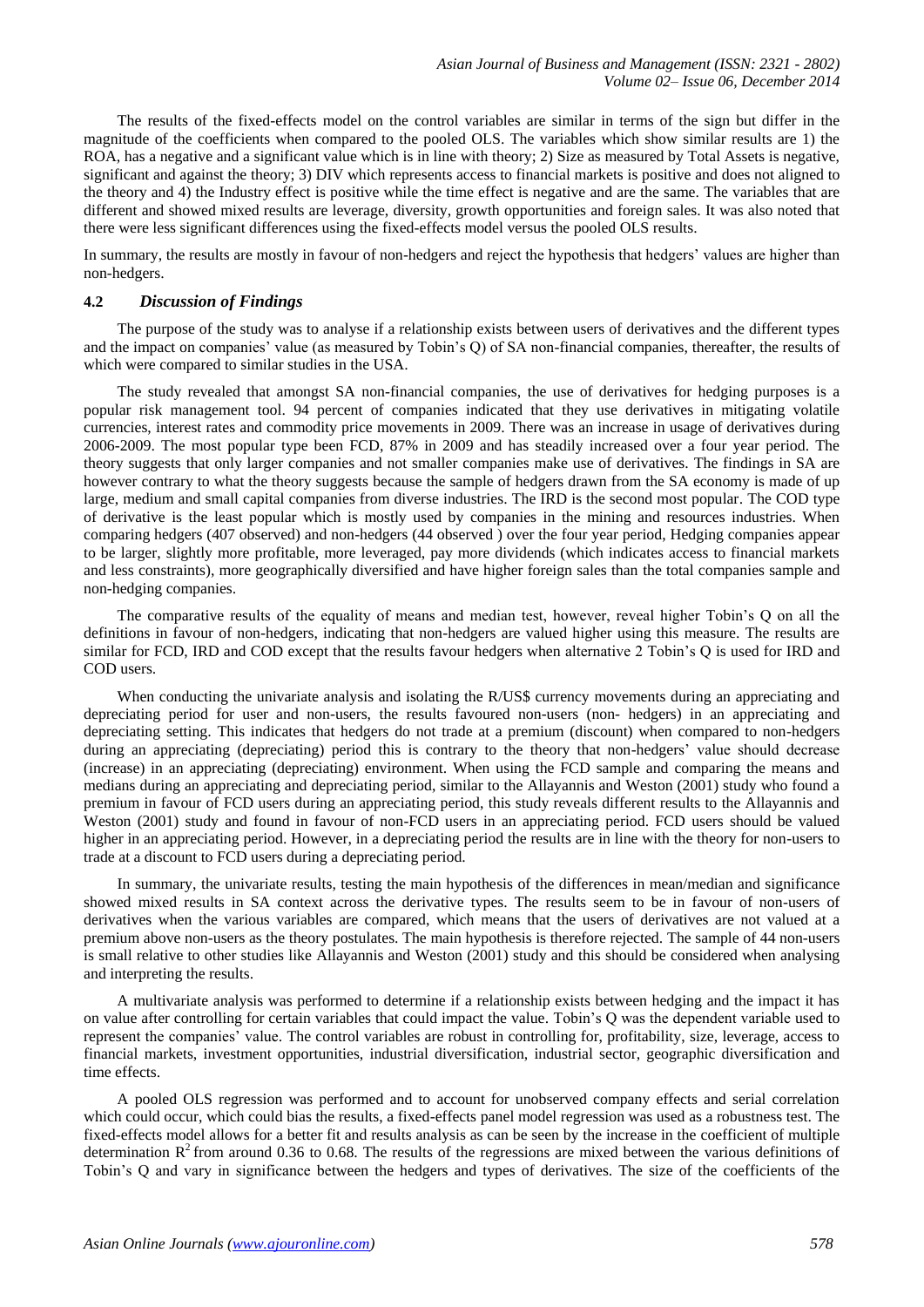The results of the fixed-effects model on the control variables are similar in terms of the sign but differ in the magnitude of the coefficients when compared to the pooled OLS. The variables which show similar results are 1) the ROA, has a negative and a significant value which is in line with theory; 2) Size as measured by Total Assets is negative, significant and against the theory; 3) DIV which represents access to financial markets is positive and does not aligned to the theory and 4) the Industry effect is positive while the time effect is negative and are the same. The variables that are different and showed mixed results are leverage, diversity, growth opportunities and foreign sales. It was also noted that there were less significant differences using the fixed-effects model versus the pooled OLS results.

In summary, the results are mostly in favour of non-hedgers and reject the hypothesis that hedgers' values are higher than non-hedgers.

### 4.2 *Discussion of Findings*

The purpose of the study was to analyse if a relationship exists between users of derivatives and the different types and the impact on companies' value (as measured by Tobin's Q) of SA non-financial companies, thereafter, the results of which were compared to similar studies in the USA.

The study revealed that amongst SA non-financial companies, the use of derivatives for hedging purposes is a popular risk management tool. 94 percent of companies indicated that they use derivatives in mitigating volatile currencies, interest rates and commodity price movements in 2009. There was an increase in usage of derivatives during 2006-2009. The most popular type been FCD, 87% in 2009 and has steadily increased over a four year period. The theory suggests that only larger companies and not smaller companies make use of derivatives. The findings in SA are however contrary to what the theory suggests because the sample of hedgers drawn from the SA economy is made of up large, medium and small capital companies from diverse industries. The IRD is the second most popular. The COD type of derivative is the least popular which is mostly used by companies in the mining and resources industries. When comparing hedgers (407 observed) and non-hedgers (44 observed ) over the four year period, Hedging companies appear to be larger, slightly more profitable, more leveraged, pay more dividends (which indicates access to financial markets and less constraints), more geographically diversified and have higher foreign sales than the total companies sample and non-hedging companies.

The comparative results of the equality of means and median test, however, reveal higher Tobin's Q on all the definitions in favour of non-hedgers, indicating that non-hedgers are valued higher using this measure. The results are similar for FCD, IRD and COD except that the results favour hedgers when alternative 2 Tobin's Q is used for IRD and COD users.

When conducting the univariate analysis and isolating the R/US$ currency movements during an appreciating and depreciating period for user and non-users, the results favoured non-users (non- hedgers) in an appreciating and depreciating setting. This indicates that hedgers do not trade at a premium (discount) when compared to non-hedgers during an appreciating (depreciating) period this is contrary to the theory that non-hedgers' value should decrease (increase) in an appreciating (depreciating) environment. When using the FCD sample and comparing the means and medians during an appreciating and depreciating period, similar to the Allayannis and Weston (2001) study who found a premium in favour of FCD users during an appreciating period, this study reveals different results to the Allayannis and Weston (2001) study and found in favour of non-FCD users in an appreciating period. FCD users should be valued higher in an appreciating period. However, in a depreciating period the results are in line with the theory for non-users to trade at a discount to FCD users during a depreciating period.

In summary, the univariate results, testing the main hypothesis of the differences in mean/median and significance showed mixed results in SA context across the derivative types. The results seem to be in favour of non-users of derivatives when the various variables are compared, which means that the users of derivatives are not valued at a premium above non-users as the theory postulates. The main hypothesis is therefore rejected. The sample of 44 non-users is small relative to other studies like Allayannis and Weston (2001) study and this should be considered when analysing and interpreting the results.

A multivariate analysis was performed to determine if a relationship exists between hedging and the impact it has on value after controlling for certain variables that could impact the value. Tobin's Q was the dependent variable used to represent the companies' value. The control variables are robust in controlling for, profitability, size, leverage, access to financial markets, investment opportunities, industrial diversification, industrial sector, geographic diversification and time effects.

A pooled OLS regression was performed and to account for unobserved company effects and serial correlation which could occur, which could bias the results, a fixed-effects panel model regression was used as a robustness test. The fixed-effects model allows for a better fit and results analysis as can be seen by the increase in the coefficient of multiple determination $R^2$ from around 0.36 to 0.68. The results of the regressions are mixed between the various definitions of Tobin's Q and vary in significance between the hedgers and types of derivatives. The size of the coefficients of the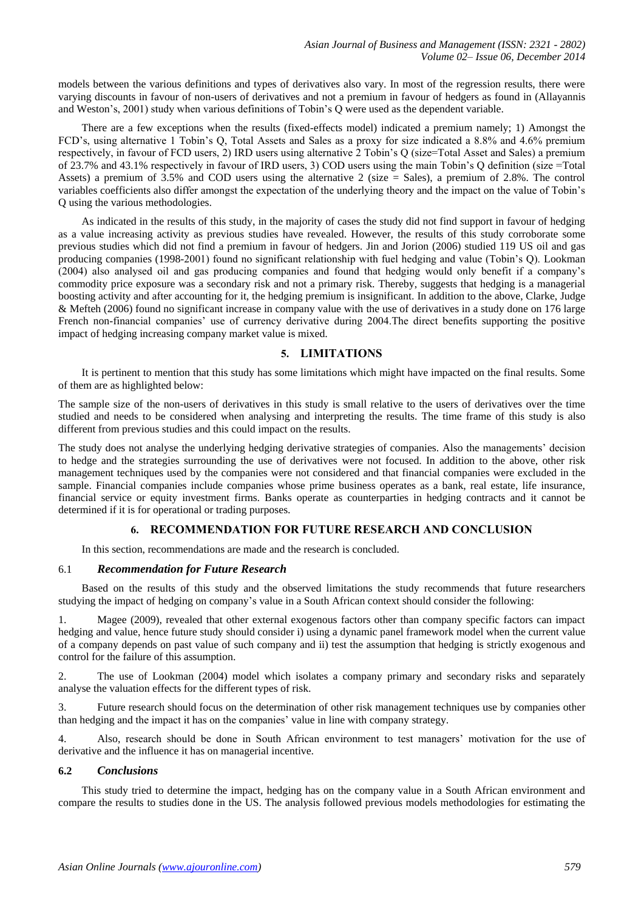models between the various definitions and types of derivatives also vary. In most of the regression results, there were varying discounts in favour of non-users of derivatives and not a premium in favour of hedgers as found in (Allayannis and Weston's, 2001) study when various definitions of Tobin's Q were used as the dependent variable.

There are a few exceptions when the results (fixed-effects model) indicated a premium namely; 1) Amongst the FCD's, using alternative 1 Tobin's Q, Total Assets and Sales as a proxy for size indicated a 8.8% and 4.6% premium respectively, in favour of FCD users, 2) IRD users using alternative 2 Tobin's Q (size=Total Asset and Sales) a premium of 23.7% and 43.1% respectively in favour of IRD users, 3) COD users using the main Tobin's Q definition (size =Total Assets) a premium of 3.5% and COD users using the alternative 2 (size = Sales), a premium of 2.8%. The control variables coefficients also differ amongst the expectation of the underlying theory and the impact on the value of Tobin's Q using the various methodologies.

As indicated in the results of this study, in the majority of cases the study did not find support in favour of hedging as a value increasing activity as previous studies have revealed. However, the results of this study corroborate some previous studies which did not find a premium in favour of hedgers. Jin and Jorion (2006) studied 119 US oil and gas producing companies (1998-2001) found no significant relationship with fuel hedging and value (Tobin's Q). Lookman (2004) also analysed oil and gas producing companies and found that hedging would only benefit if a company's commodity price exposure was a secondary risk and not a primary risk. Thereby, suggests that hedging is a managerial boosting activity and after accounting for it, the hedging premium is insignificant. In addition to the above, Clarke, Judge & Mefteh (2006) found no significant increase in company value with the use of derivatives in a study done on 176 large French non-financial companies' use of currency derivative during 2004.The direct benefits supporting the positive impact of hedging increasing company market value is mixed.

## 5. LIMITATIONS

It is pertinent to mention that this study has some limitations which might have impacted on the final results. Some of them are as highlighted below:

The sample size of the non-users of derivatives in this study is small relative to the users of derivatives over the time studied and needs to be considered when analysing and interpreting the results. The time frame of this study is also different from previous studies and this could impact on the results.

The study does not analyse the underlying hedging derivative strategies of companies. Also the managements' decision to hedge and the strategies surrounding the use of derivatives were not focused. In addition to the above, other risk management techniques used by the companies were not considered and that financial companies were excluded in the sample. Financial companies include companies whose prime business operates as a bank, real estate, life insurance, financial service or equity investment firms. Banks operate as counterparties in hedging contracts and it cannot be determined if it is for operational or trading purposes.

## 6. RECOMMENDATION FOR FUTURE RESEARCH AND CONCLUSION

In this section, recommendations are made and the research is concluded.

### 6.1 *Recommendation for Future Research*

Based on the results of this study and the observed limitations the study recommends that future researchers studying the impact of hedging on company's value in a South African context should consider the following:

1. Magee (2009), revealed that other external exogenous factors other than company specific factors can impact hedging and value, hence future study should consider i) using a dynamic panel framework model when the current value of a company depends on past value of such company and ii) test the assumption that hedging is strictly exogenous and control for the failure of this assumption.

2. The use of Lookman (2004) model which isolates a company primary and secondary risks and separately analyse the valuation effects for the different types of risk.

3. Future research should focus on the determination of other risk management techniques use by companies other than hedging and the impact it has on the companies' value in line with company strategy.

4. Also, research should be done in South African environment to test managers' motivation for the use of derivative and the influence it has on managerial incentive.

### 6.2 *Conclusions*

This study tried to determine the impact, hedging has on the company value in a South African environment and compare the results to studies done in the US. The analysis followed previous models methodologies for estimating the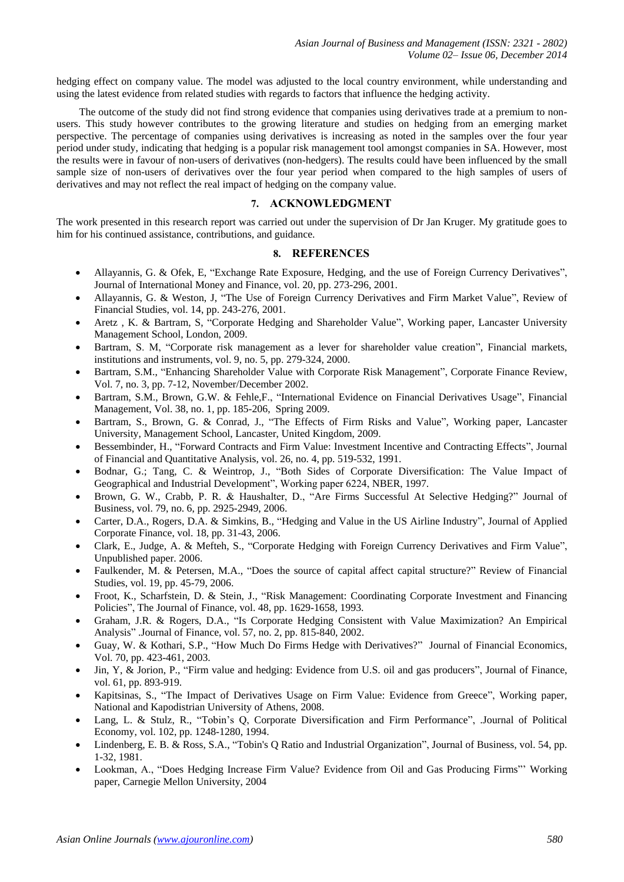hedging effect on company value. The model was adjusted to the local country environment, while understanding and using the latest evidence from related studies with regards to factors that influence the hedging activity.

The outcome of the study did not find strong evidence that companies using derivatives trade at a premium to non-users. This study however contributes to the growing literature and studies on hedging from an emerging market perspective. The percentage of companies using derivatives is increasing as noted in the samples over the four year period under study, indicating that hedging is a popular risk management tool amongst companies in SA. However, most the results were in favour of non-users of derivatives (non-hedgers). The results could have been influenced by the small sample size of non-users of derivatives over the four year period when compared to the high samples of users of derivatives and may not reflect the real impact of hedging on the company value.

## 7. ACKNOWLEDGMENT

The work presented in this research report was carried out under the supervision of Dr Jan Kruger. My gratitude goes to him for his continued assistance, contributions, and guidance.

## 8. REFERENCES

- Allayannis, G. & Ofek, E, "Exchange Rate Exposure, Hedging, and the use of Foreign Currency Derivatives", Journal of International Money and Finance, vol. 20, pp. 273-296, 2001.
- Allayannis, G. & Weston, J, "The Use of Foreign Currency Derivatives and Firm Market Value", Review of Financial Studies, vol. 14, pp. 243-276, 2001.
- Aretz , K. & Bartram, S, "Corporate Hedging and Shareholder Value", Working paper, Lancaster University Management School, London, 2009.
- Bartram, S. M, "Corporate risk management as a lever for shareholder value creation", Financial markets, institutions and instruments, vol. 9, no. 5, pp. 279-324, 2000.
- Bartram, S.M., "Enhancing Shareholder Value with Corporate Risk Management", Corporate Finance Review, Vol. 7, no. 3, pp. 7-12, November/December 2002.
- Bartram, S.M., Brown, G.W. & Fehle,F., "International Evidence on Financial Derivatives Usage", Financial Management, Vol. 38, no. 1, pp. 185-206, Spring 2009.
- Bartram, S., Brown, G. & Conrad, J., "The Effects of Firm Risks and Value", Working paper, Lancaster University, Management School, Lancaster, United Kingdom, 2009.
- Bessembinder, H., "Forward Contracts and Firm Value: Investment Incentive and Contracting Effects", Journal of Financial and Quantitative Analysis, vol. 26, no. 4, pp. 519-532, 1991.
- Bodnar, G.; Tang, C. & Weintrop, J., "Both Sides of Corporate Diversification: The Value Impact of Geographical and Industrial Development", Working paper 6224, NBER, 1997.
- Brown, G. W., Crabb, P. R. & Haushalter, D., "Are Firms Successful At Selective Hedging?" Journal of Business, vol. 79, no. 6, pp. 2925-2949, 2006.
- Carter, D.A., Rogers, D.A. & Simkins, B., "Hedging and Value in the US Airline Industry", Journal of Applied Corporate Finance, vol. 18, pp. 31-43, 2006.
- Clark, E., Judge, A. & Mefteh, S., "Corporate Hedging with Foreign Currency Derivatives and Firm Value", Unpublished paper. 2006.
- Faulkender, M. & Petersen, M.A., "Does the source of capital affect capital structure?" Review of Financial Studies, vol. 19, pp. 45-79, 2006.
- Froot, K., Scharfstein, D. & Stein, J., "Risk Management: Coordinating Corporate Investment and Financing Policies", The Journal of Finance, vol. 48, pp. 1629-1658, 1993.
- Graham, J.R. & Rogers, D.A., "Is Corporate Hedging Consistent with Value Maximization? An Empirical Analysis" .Journal of Finance, vol. 57, no. 2, pp. 815-840, 2002.
- Guay, W. & Kothari, S.P., "How Much Do Firms Hedge with Derivatives?" Journal of Financial Economics, Vol. 70, pp. 423-461, 2003.
- Jin, Y, & Jorion, P., "Firm value and hedging: Evidence from U.S. oil and gas producers", Journal of Finance, vol. 61, pp. 893-919.
- Kapitsinas, S., "The Impact of Derivatives Usage on Firm Value: Evidence from Greece", Working paper, National and Kapodistrian University of Athens, 2008.
- Lang, L. & Stulz, R., "Tobin's Q, Corporate Diversification and Firm Performance", .Journal of Political Economy, vol. 102, pp. 1248-1280, 1994.
- Lindenberg, E. B. & Ross, S.A., "Tobin's Q Ratio and Industrial Organization", Journal of Business, vol. 54, pp. 1-32, 1981.
- Lookman, A., "Does Hedging Increase Firm Value? Evidence from Oil and Gas Producing Firms"' Working paper, Carnegie Mellon University, 2004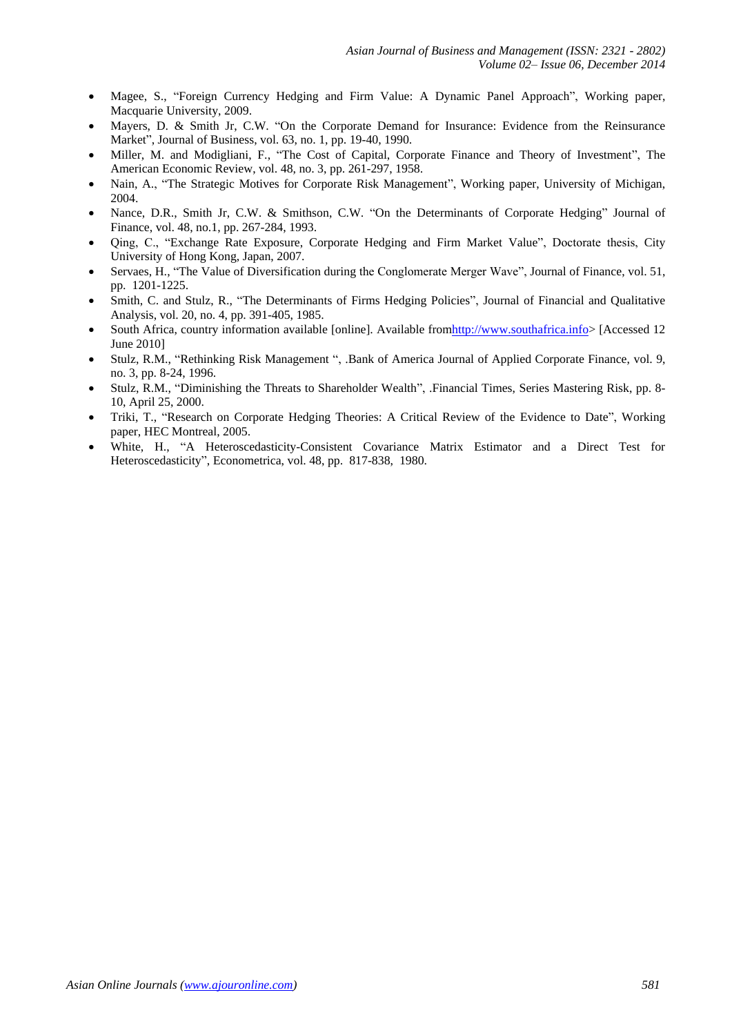- Magee, S., "Foreign Currency Hedging and Firm Value: A Dynamic Panel Approach", Working paper, Macquarie University, 2009.
- Mayers, D. & Smith Jr, C.W. "On the Corporate Demand for Insurance: Evidence from the Reinsurance Market", Journal of Business, vol. 63, no. 1, pp. 19-40, 1990.
- Miller, M. and Modigliani, F., "The Cost of Capital, Corporate Finance and Theory of Investment", The American Economic Review, vol. 48, no. 3, pp. 261-297, 1958.
- Nain, A., "The Strategic Motives for Corporate Risk Management", Working paper, University of Michigan, 2004.
- Nance, D.R., Smith Jr, C.W. & Smithson, C.W. "On the Determinants of Corporate Hedging" Journal of Finance, vol. 48, no.1, pp. 267-284, 1993.
- Qing, C., "Exchange Rate Exposure, Corporate Hedging and Firm Market Value", Doctorate thesis, City University of Hong Kong, Japan, 2007.
- Servaes, H., "The Value of Diversification during the Conglomerate Merger Wave", Journal of Finance, vol. 51, pp. 1201-1225.
- Smith, C. and Stulz, R., "The Determinants of Firms Hedging Policies", Journal of Financial and Qualitative Analysis, vol. 20, no. 4, pp. 391-405, 1985.
- South Africa, country information available [online]. Available fromhttp://www.southafrica.info> [Accessed 12 June 2010]
- Stulz, R.M., "Rethinking Risk Management ", .Bank of America Journal of Applied Corporate Finance, vol. 9, no. 3, pp. 8-24, 1996.
- Stulz, R.M., "Diminishing the Threats to Shareholder Wealth", .Financial Times, Series Mastering Risk, pp. 8-10, April 25, 2000.
- Triki, T., "Research on Corporate Hedging Theories: A Critical Review of the Evidence to Date", Working paper, HEC Montreal, 2005.
- White, H., "A Heteroscedasticity-Consistent Covariance Matrix Estimator and a Direct Test for Heteroscedasticity", Econometrica, vol. 48, pp. 817-838, 1980.